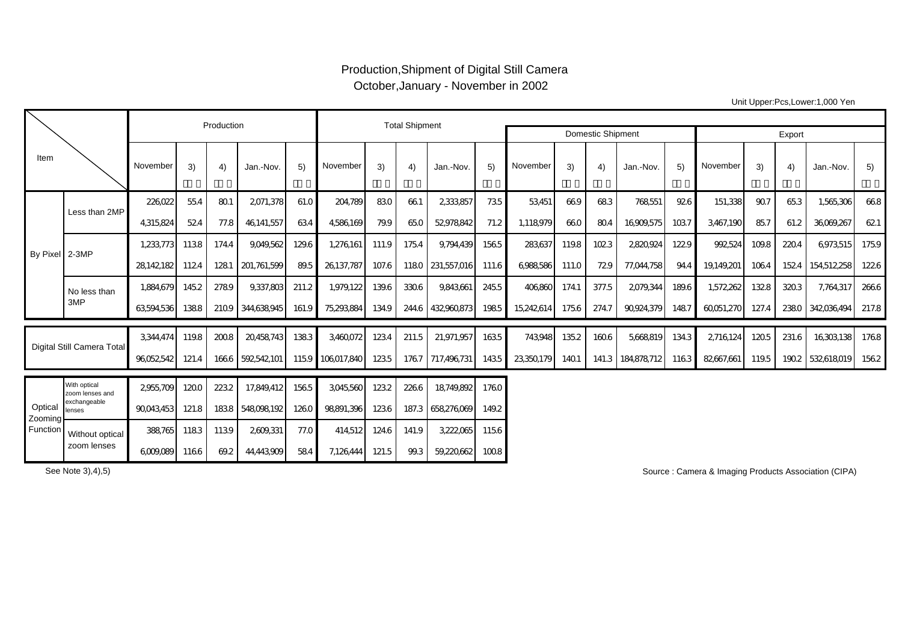# Production,Shipment of Digital Still Camera

October,January - November in 2002

Unit Upper:Pcs,Lower:1,000 Yen

| Item | | Production | | | | | Total Shipment | | | | | Domestic Shipment | | | | | Export | | | | |
|---|---|---|---|---|---|---|---|---|---|---|---|---|---|---|---|---|---|---|---|---|---|
| | | November | 3) | 4) | Jan.-Nov. | 5) | November | 3) | 4) | Jan.-Nov. | 5) | November | 3) | 4) | Jan.-Nov. | 5) | November | 3) | 4) | Jan.-Nov. | 5) |
| By Pixel | Less than 2MP | 226,022 | 55.4 | 80.1 | 2,071,378 | 61.0 | 204,789 | 83.0 | 66.1 | 2,333,857 | 73.5 | 53,451 | 66.9 | 68.3 | 768,551 | 92.6 | 151,338 | 90.7 | 65.3 | 1,565,306 | 66.8 |
| | | 4,315,824 | 52.4 | 77.8 | 46,141,557 | 63.4 | 4,586,169 | 79.9 | 65.0 | 52,978,842 | 71.2 | 1,118,979 | 66.0 | 80.4 | 16,909,575 | 103.7 | 3,467,190 | 85.7 | 61.2 | 36,069,267 | 62.1 |
| | 2-3MP | 1,233,773 | 113.8 | 174.4 | 9,049,562 | 129.6 | 1,276,161 | 111.9 | 175.4 | 9,794,439 | 156.5 | 283,637 | 119.8 | 102.3 | 2,820,924 | 122.9 | 992,524 | 109.8 | 220.4 | 6,973,515 | 175.9 |
| | | 28,142,182 | 112.4 | 128.1 | 201,761,599 | 89.5 | 26,137,787 | 107.6 | 118.0 | 231,557,016 | 111.6 | 6,988,586 | 111.0 | 72.9 | 77,044,758 | 94.4 | 19,149,201 | 106.4 | 152.4 | 154,512,258 | 122.6 |
| | No less than 3MP | 1,884,679 | 145.2 | 278.9 | 9,337,803 | 211.2 | 1,979,122 | 139.6 | 330.6 | 9,843,661 | 245.5 | 406,860 | 174.1 | 377.5 | 2,079,344 | 189.6 | 1,572,262 | 132.8 | 320.3 | 7,764,317 | 266.6 |
| | | 63,594,536 | 138.8 | 210.9 | 344,638,945 | 161.9 | 75,293,884 | 134.9 | 244.6 | 432,960,873 | 198.5 | 15,242,614 | 175.6 | 274.7 | 90,924,379 | 148.7 | 60,051,270 | 127.4 | 238.0 | 342,036,494 | 217.8 |
| Digital Still Camera Total | | 3,344,474 | 119.8 | 200.8 | 20,458,743 | 138.3 | 3,460,072 | 123.4 | 211.5 | 21,971,957 | 163.5 | 743,948 | 135.2 | 160.6 | 5,668,819 | 134.3 | 2,716,124 | 120.5 | 231.6 | 16,303,138 | 176.8 |
| | | 96,052,542 | 121.4 | 166.6 | 592,542,101 | 115.9 | 106,017,840 | 123.5 | 176.7 | 717,496,731 | 143.5 | 23,350,179 | 140.1 | 141.3 | 184,878,712 | 116.3 | 82,667,661 | 119.5 | 190.2 | 532,618,019 | 156.2 |
| Optical Zooming Function | With optical zoom lenses and exchangeable lenses | 2,955,709 | 120.0 | 223.2 | 17,849,412 | 156.5 | 3,045,560 | 123.2 | 226.6 | 18,749,892 | 176.0 | | | | | | | | | | |
| | | 90,043,453 | 121.8 | 183.8 | 548,098,192 | 126.0 | 98,891,396 | 123.6 | 187.3 | 658,276,069 | 149.2 | | | | | | | | | | |
| | Without optical zoom lenses | 388,765 | 118.3 | 113.9 | 2,609,331 | 77.0 | 414,512 | 124.6 | 141.9 | 3,222,065 | 115.6 | | | | | | | | | | |
| | | 6,009,089 | 116.6 | 69.2 | 44,443,909 | 58.4 | 7,126,444 | 121.5 | 99.3 | 59,220,662 | 100.8 | | | | | | | | | | |

See Note 3),4),5)

Source : Camera & Imaging Products Association (CIPA)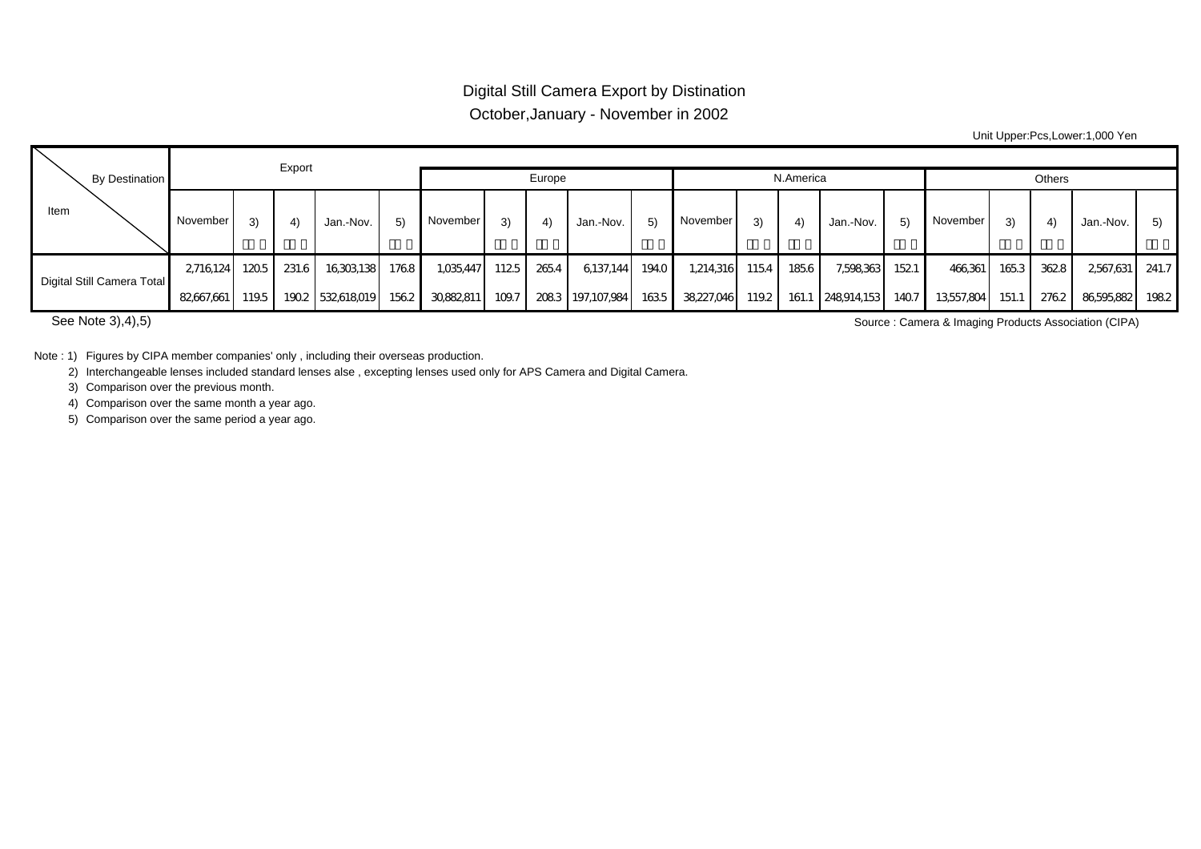# Digital Still Camera Export by Distination

## October,January - November in 2002

Unit Upper:Pcs,Lower:1,000 Yen

| By Destination / Item | Export | | | | | Europe | | | | | N.America | | | | | Others | | | | |
|---|---|---|---|---|---|---|---|---|---|---|---|---|---|---|---|---|---|---|---|---|
| | November | 3) | 4) | Jan.-Nov. | 5) | November | 3) | 4) | Jan.-Nov. | 5) | November | 3) | 4) | Jan.-Nov. | 5) | November | 3) | 4) | Jan.-Nov. | 5) |
| Digital Still Camera Total | 2,716,124 | 120.5 | 231.6 | 16,303,138 | 176.8 | 1,035,447 | 112.5 | 265.4 | 6,137,144 | 194.0 | 1,214,316 | 115.4 | 185.6 | 7,598,363 | 152.1 | 466,361 | 165.3 | 362.8 | 2,567,631 | 241.7 |
| | 82,667,661 | 119.5 | 190.2 | 532,618,019 | 156.2 | 30,882,811 | 109.7 | 208.3 | 197,107,984 | 163.5 | 38,227,046 | 119.2 | 161.1 | 248,914,153 | 140.7 | 13,557,804 | 151.1 | 276.2 | 86,595,882 | 198.2 |

See Note 3),4),5)

Source : Camera & Imaging Products Association (CIPA)

Note :
1) Figures by CIPA member companies' only , including their overseas production.
2) Interchangeable lenses included standard lenses alse , excepting lenses used only for APS Camera and Digital Camera.
3) Comparison over the previous month.
4) Comparison over the same month a year ago.
5) Comparison over the same period a year ago.